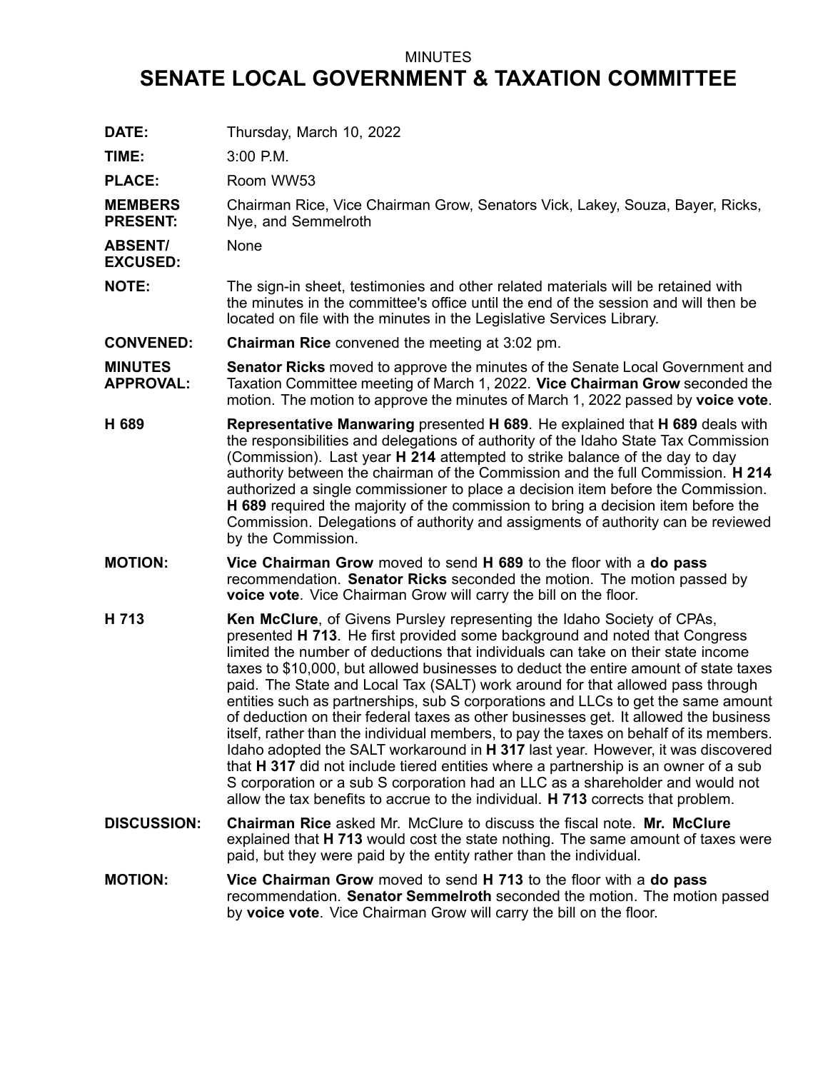MINUTES

# SENATE LOCAL GOVERNMENT & TAXATION COMMITTEE

**DATE:** Thursday, March 10, 2022

**TIME:** 3:00 P.M.

**PLACE:** Room WW53

**MEMBERS PRESENT:** Chairman Rice, Vice Chairman Grow, Senators Vick, Lakey, Souza, Bayer, Ricks, Nye, and Semmelroth

**ABSENT/ EXCUSED:** None

**NOTE:** The sign-in sheet, testimonies and other related materials will be retained with the minutes in the committee's office until the end of the session and will then be located on file with the minutes in the Legislative Services Library.

**CONVENED:** **Chairman Rice** convened the meeting at 3:02 pm.

**MINUTES APPROVAL:** **Senator Ricks** moved to approve the minutes of the Senate Local Government and Taxation Committee meeting of March 1, 2022. **Vice Chairman Grow** seconded the motion. The motion to approve the minutes of March 1, 2022 passed by **voice vote**.

**H 689** **Representative Manwaring** presented **H 689**. He explained that **H 689** deals with the responsibilities and delegations of authority of the Idaho State Tax Commission (Commission). Last year **H 214** attempted to strike balance of the day to day authority between the chairman of the Commission and the full Commission. **H 214** authorized a single commissioner to place a decision item before the Commission. **H 689** required the majority of the commission to bring a decision item before the Commission. Delegations of authority and assigments of authority can be reviewed by the Commission.

**MOTION:** **Vice Chairman Grow** moved to send **H 689** to the floor with a **do pass** recommendation. **Senator Ricks** seconded the motion. The motion passed by **voice vote**. Vice Chairman Grow will carry the bill on the floor.

**H 713** **Ken McClure**, of Givens Pursley representing the Idaho Society of CPAs, presented **H 713**. He first provided some background and noted that Congress limited the number of deductions that individuals can take on their state income taxes to $10,000, but allowed businesses to deduct the entire amount of state taxes paid. The State and Local Tax (SALT) work around for that allowed pass through entities such as partnerships, sub S corporations and LLCs to get the same amount of deduction on their federal taxes as other businesses get. It allowed the business itself, rather than the individual members, to pay the taxes on behalf of its members. Idaho adopted the SALT workaround in **H 317** last year. However, it was discovered that **H 317** did not include tiered entities where a partnership is an owner of a sub S corporation or a sub S corporation had an LLC as a shareholder and would not allow the tax benefits to accrue to the individual. **H 713** corrects that problem.

**DISCUSSION:** **Chairman Rice** asked Mr. McClure to discuss the fiscal note. **Mr. McClure** explained that **H 713** would cost the state nothing. The same amount of taxes were paid, but they were paid by the entity rather than the individual.

**MOTION:** **Vice Chairman Grow** moved to send **H 713** to the floor with a **do pass** recommendation. **Senator Semmelroth** seconded the motion. The motion passed by **voice vote**. Vice Chairman Grow will carry the bill on the floor.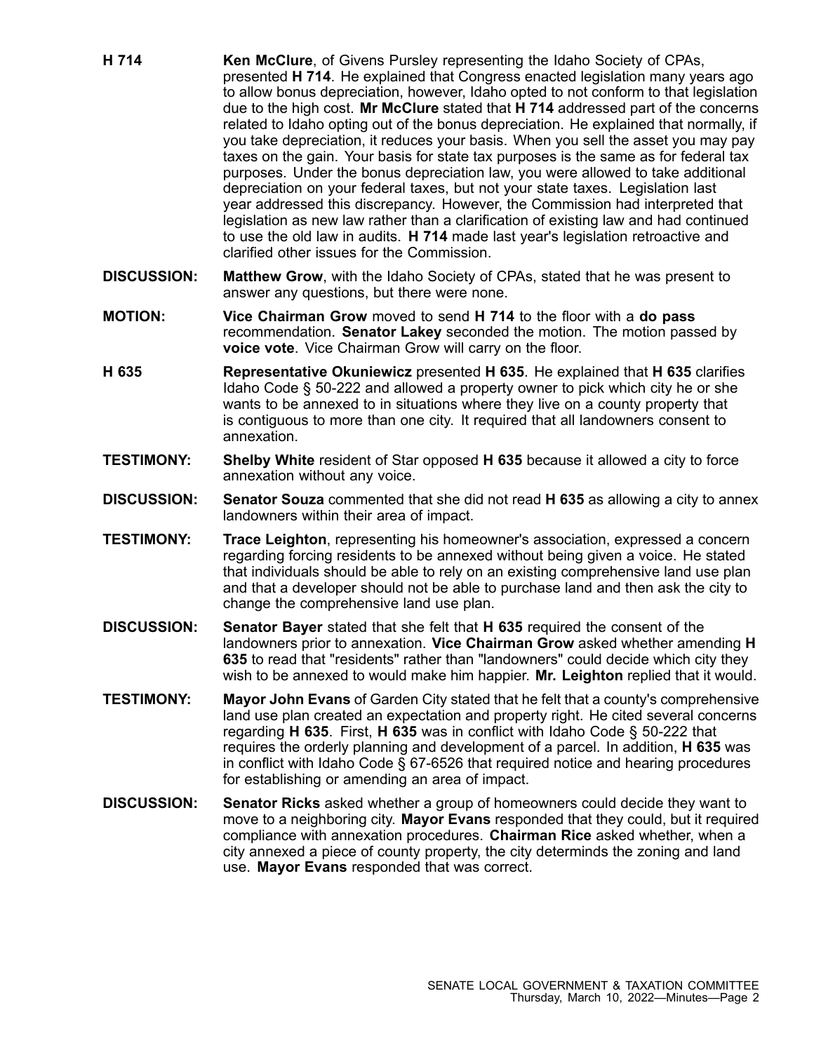**H 714** — **Ken McClure**, of Givens Pursley representing the Idaho Society of CPAs, presented **H 714**. He explained that Congress enacted legislation many years ago to allow bonus depreciation, however, Idaho opted to not conform to that legislation due to the high cost. **Mr McClure** stated that **H 714** addressed part of the concerns related to Idaho opting out of the bonus depreciation. He explained that normally, if you take depreciation, it reduces your basis. When you sell the asset you may pay taxes on the gain. Your basis for state tax purposes is the same as for federal tax purposes. Under the bonus depreciation law, you were allowed to take additional depreciation on your federal taxes, but not your state taxes. Legislation last year addressed this discrepancy. However, the Commission had interpreted that legislation as new law rather than a clarification of existing law and had continued to use the old law in audits. **H 714** made last year's legislation retroactive and clarified other issues for the Commission.

**DISCUSSION:** **Matthew Grow**, with the Idaho Society of CPAs, stated that he was present to answer any questions, but there were none.

**MOTION:** **Vice Chairman Grow** moved to send **H 714** to the floor with a **do pass** recommendation. **Senator Lakey** seconded the motion. The motion passed by **voice vote**. Vice Chairman Grow will carry on the floor.

**H 635** — **Representative Okuniewicz** presented **H 635**. He explained that **H 635** clarifies Idaho Code § 50-222 and allowed a property owner to pick which city he or she wants to be annexed to in situations where they live on a county property that is contiguous to more than one city. It required that all landowners consent to annexation.

**TESTIMONY:** **Shelby White** resident of Star opposed **H 635** because it allowed a city to force annexation without any voice.

**DISCUSSION:** **Senator Souza** commented that she did not read **H 635** as allowing a city to annex landowners within their area of impact.

**TESTIMONY:** **Trace Leighton**, representing his homeowner's association, expressed a concern regarding forcing residents to be annexed without being given a voice. He stated that individuals should be able to rely on an existing comprehensive land use plan and that a developer should not be able to purchase land and then ask the city to change the comprehensive land use plan.

**DISCUSSION:** **Senator Bayer** stated that she felt that **H 635** required the consent of the landowners prior to annexation. **Vice Chairman Grow** asked whether amending **H 635** to read that "residents" rather than "landowners" could decide which city they wish to be annexed to would make him happier. **Mr. Leighton** replied that it would.

**TESTIMONY:** **Mayor John Evans** of Garden City stated that he felt that a county's comprehensive land use plan created an expectation and property right. He cited several concerns regarding **H 635**. First, **H 635** was in conflict with Idaho Code § 50-222 that requires the orderly planning and development of a parcel. In addition, **H 635** was in conflict with Idaho Code § 67-6526 that required notice and hearing procedures for establishing or amending an area of impact.

**DISCUSSION:** **Senator Ricks** asked whether a group of homeowners could decide they want to move to a neighboring city. **Mayor Evans** responded that they could, but it required compliance with annexation procedures. **Chairman Rice** asked whether, when a city annexed a piece of county property, the city determinds the zoning and land use. **Mayor Evans** responded that was correct.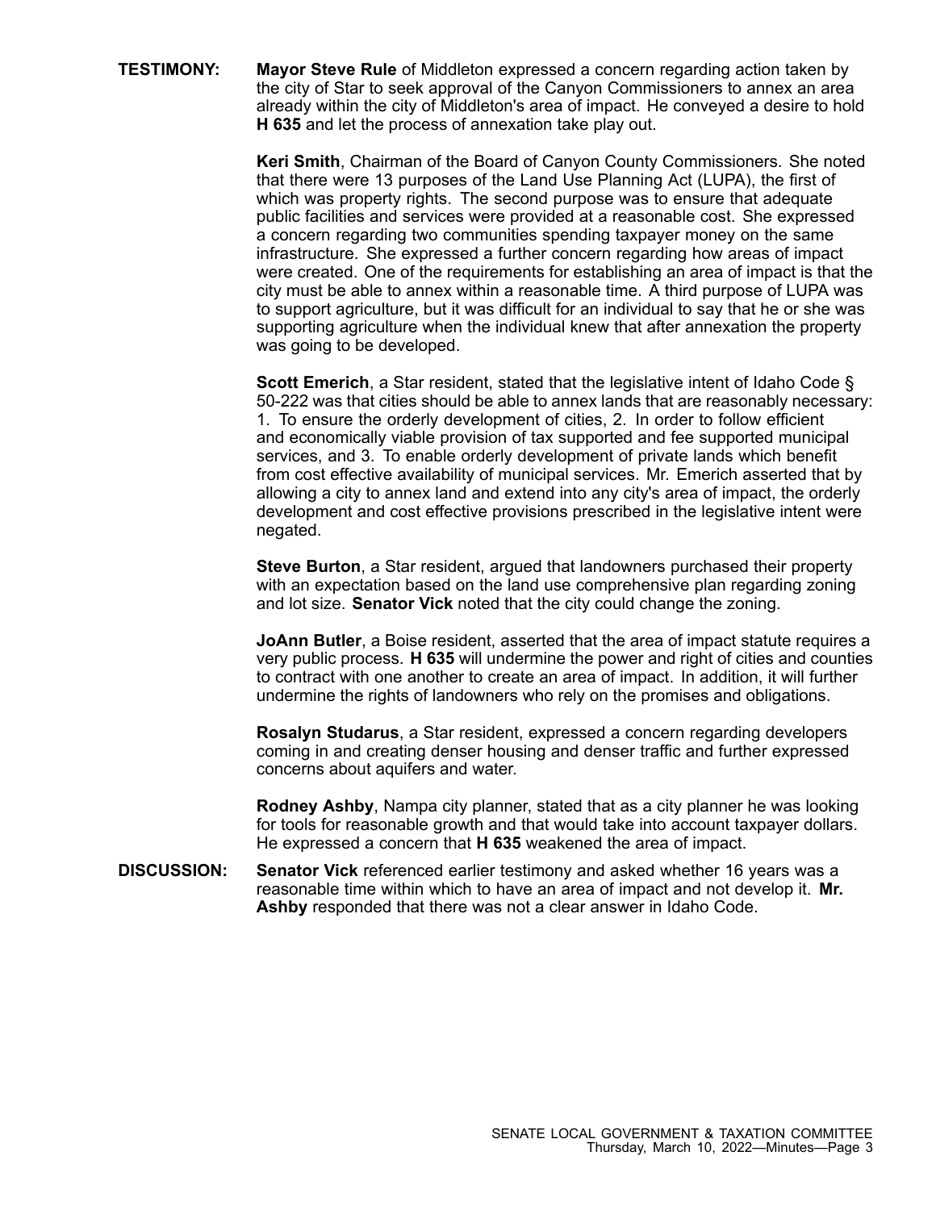**TESTIMONY:** **Mayor Steve Rule** of Middleton expressed a concern regarding action taken by the city of Star to seek approval of the Canyon Commissioners to annex an area already within the city of Middleton's area of impact. He conveyed a desire to hold **H 635** and let the process of annexation take play out.

**Keri Smith**, Chairman of the Board of Canyon County Commissioners. She noted that there were 13 purposes of the Land Use Planning Act (LUPA), the first of which was property rights. The second purpose was to ensure that adequate public facilities and services were provided at a reasonable cost. She expressed a concern regarding two communities spending taxpayer money on the same infrastructure. She expressed a further concern regarding how areas of impact were created. One of the requirements for establishing an area of impact is that the city must be able to annex within a reasonable time. A third purpose of LUPA was to support agriculture, but it was difficult for an individual to say that he or she was supporting agriculture when the individual knew that after annexation the property was going to be developed.

**Scott Emerich**, a Star resident, stated that the legislative intent of Idaho Code § 50-222 was that cities should be able to annex lands that are reasonably necessary: 1. To ensure the orderly development of cities, 2. In order to follow efficient and economically viable provision of tax supported and fee supported municipal services, and 3. To enable orderly development of private lands which benefit from cost effective availability of municipal services. Mr. Emerich asserted that by allowing a city to annex land and extend into any city's area of impact, the orderly development and cost effective provisions prescribed in the legislative intent were negated.

**Steve Burton**, a Star resident, argued that landowners purchased their property with an expectation based on the land use comprehensive plan regarding zoning and lot size. **Senator Vick** noted that the city could change the zoning.

**JoAnn Butler**, a Boise resident, asserted that the area of impact statute requires a very public process. **H 635** will undermine the power and right of cities and counties to contract with one another to create an area of impact. In addition, it will further undermine the rights of landowners who rely on the promises and obligations.

**Rosalyn Studarus**, a Star resident, expressed a concern regarding developers coming in and creating denser housing and denser traffic and further expressed concerns about aquifers and water.

**Rodney Ashby**, Nampa city planner, stated that as a city planner he was looking for tools for reasonable growth and that would take into account taxpayer dollars. He expressed a concern that **H 635** weakened the area of impact.

**DISCUSSION:** **Senator Vick** referenced earlier testimony and asked whether 16 years was a reasonable time within which to have an area of impact and not develop it. **Mr. Ashby** responded that there was not a clear answer in Idaho Code.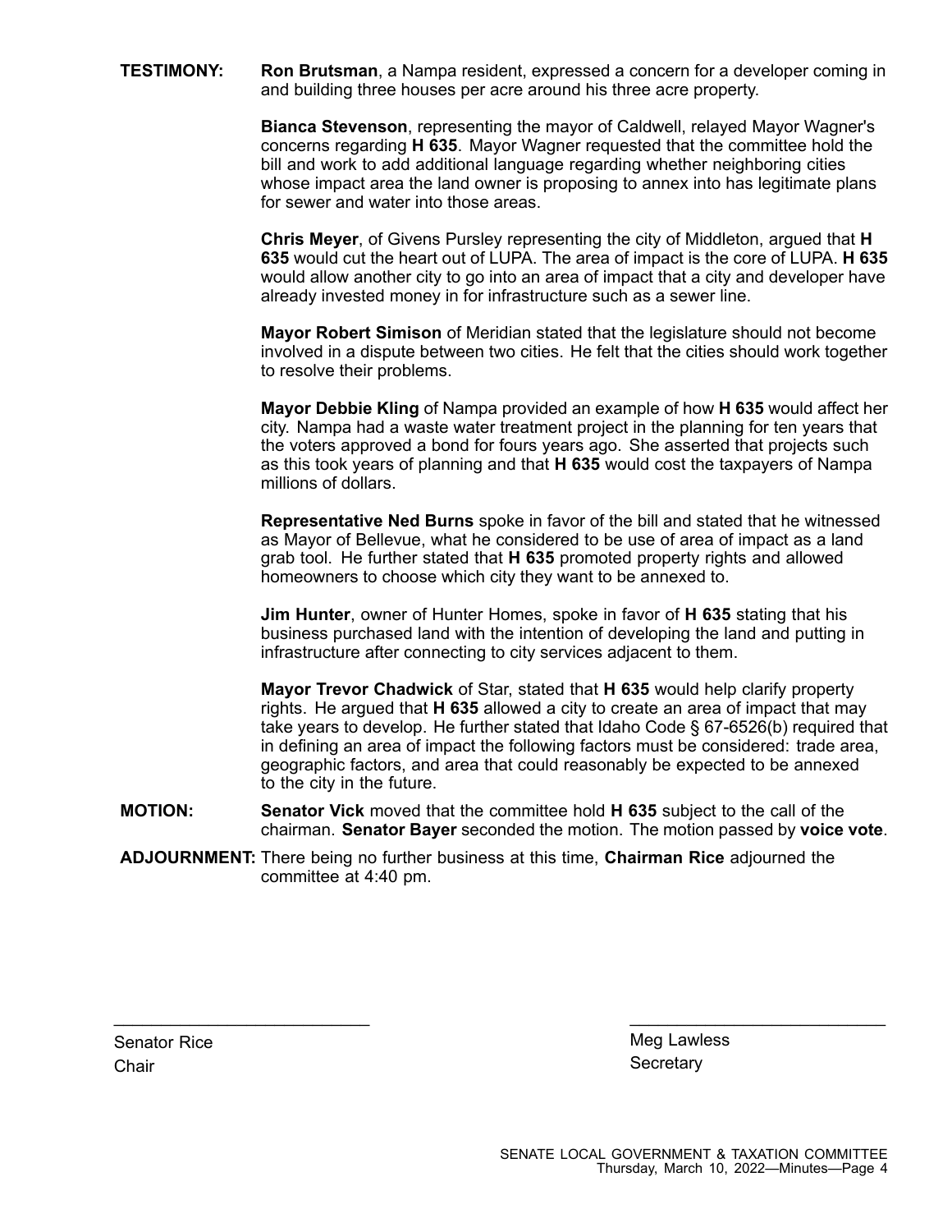**TESTIMONY:** **Ron Brutsman**, a Nampa resident, expressed a concern for a developer coming in and building three houses per acre around his three acre property.

**Bianca Stevenson**, representing the mayor of Caldwell, relayed Mayor Wagner's concerns regarding **H 635**. Mayor Wagner requested that the committee hold the bill and work to add additional language regarding whether neighboring cities whose impact area the land owner is proposing to annex into has legitimate plans for sewer and water into those areas.

**Chris Meyer**, of Givens Pursley representing the city of Middleton, argued that **H 635** would cut the heart out of LUPA. The area of impact is the core of LUPA. **H 635** would allow another city to go into an area of impact that a city and developer have already invested money in for infrastructure such as a sewer line.

**Mayor Robert Simison** of Meridian stated that the legislature should not become involved in a dispute between two cities. He felt that the cities should work together to resolve their problems.

**Mayor Debbie Kling** of Nampa provided an example of how **H 635** would affect her city. Nampa had a waste water treatment project in the planning for ten years that the voters approved a bond for fours years ago. She asserted that projects such as this took years of planning and that **H 635** would cost the taxpayers of Nampa millions of dollars.

**Representative Ned Burns** spoke in favor of the bill and stated that he witnessed as Mayor of Bellevue, what he considered to be use of area of impact as a land grab tool. He further stated that **H 635** promoted property rights and allowed homeowners to choose which city they want to be annexed to.

**Jim Hunter**, owner of Hunter Homes, spoke in favor of **H 635** stating that his business purchased land with the intention of developing the land and putting in infrastructure after connecting to city services adjacent to them.

**Mayor Trevor Chadwick** of Star, stated that **H 635** would help clarify property rights. He argued that **H 635** allowed a city to create an area of impact that may take years to develop. He further stated that Idaho Code § 67-6526(b) required that in defining an area of impact the following factors must be considered: trade area, geographic factors, and area that could reasonably be expected to be annexed to the city in the future.

**MOTION:** **Senator Vick** moved that the committee hold **H 635** subject to the call of the chairman. **Senator Bayer** seconded the motion. The motion passed by **voice vote**.

**ADJOURNMENT:** There being no further business at this time, **Chairman Rice** adjourned the committee at 4:40 pm.

___________________________
Senator Rice
Chair

___________________________
Meg Lawless
Secretary